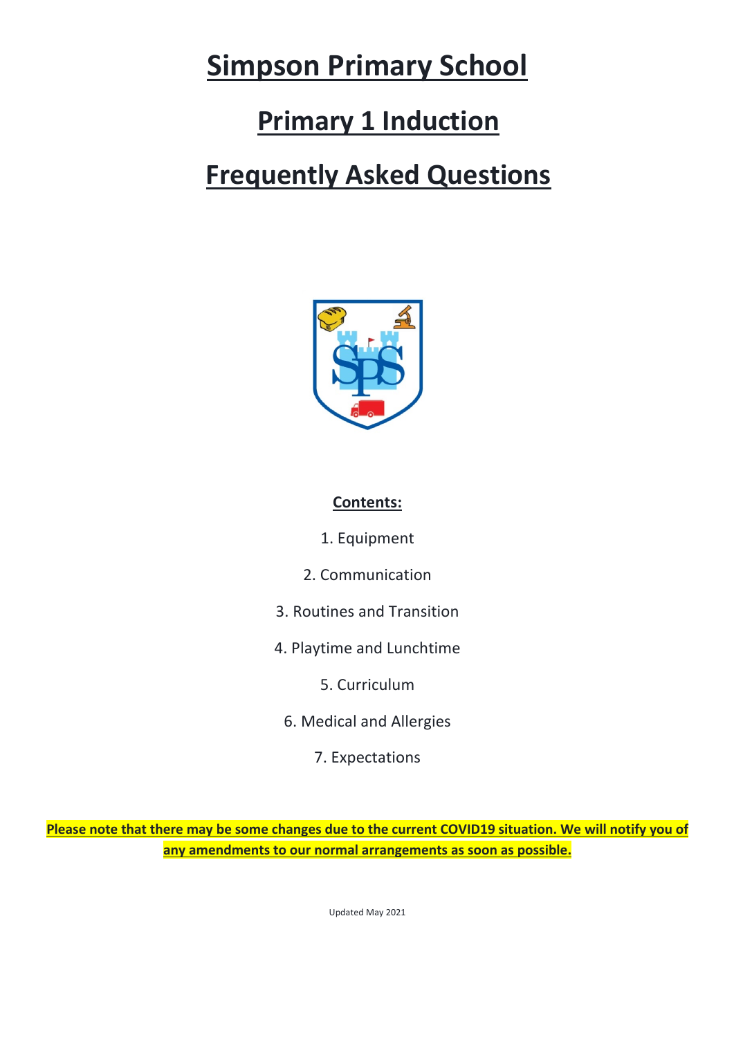# Simpson Primary School

# Primary 1 Induction

# Frequently Asked Questions

**Contents:**

1. Equipment
2. Communication
3. Routines and Transition
4. Playtime and Lunchtime
5. Curriculum
6. Medical and Allergies
7. Expectations

**Please note that there may be some changes due to the current COVID19 situation. We will notify you of any amendments to our normal arrangements as soon as possible.**

Updated May 2021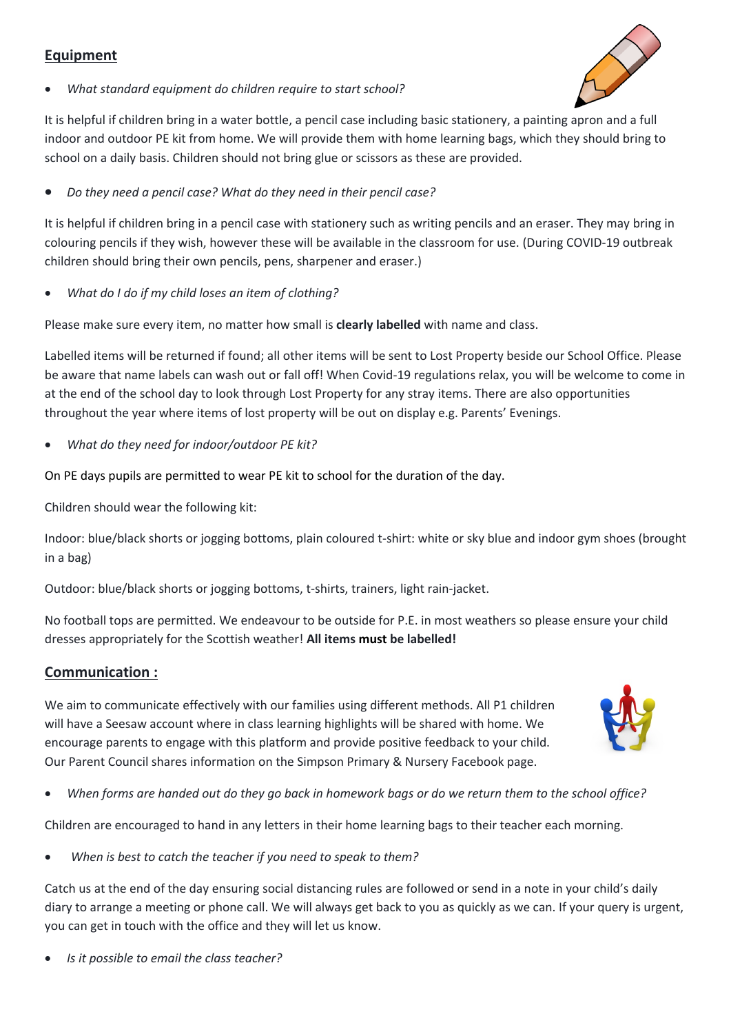## Equipment

- *What standard equipment do children require to start school?*

It is helpful if children bring in a water bottle, a pencil case including basic stationery, a painting apron and a full indoor and outdoor PE kit from home. We will provide them with home learning bags, which they should bring to school on a daily basis. Children should not bring glue or scissors as these are provided.

- *Do they need a pencil case? What do they need in their pencil case?*

It is helpful if children bring in a pencil case with stationery such as writing pencils and an eraser. They may bring in colouring pencils if they wish, however these will be available in the classroom for use. (During COVID-19 outbreak children should bring their own pencils, pens, sharpener and eraser.)

- *What do I do if my child loses an item of clothing?*

Please make sure every item, no matter how small is **clearly labelled** with name and class.

Labelled items will be returned if found; all other items will be sent to Lost Property beside our School Office. Please be aware that name labels can wash out or fall off! When Covid-19 regulations relax, you will be welcome to come in at the end of the school day to look through Lost Property for any stray items. There are also opportunities throughout the year where items of lost property will be out on display e.g. Parents' Evenings.

- *What do they need for indoor/outdoor PE kit?*

On PE days pupils are permitted to wear PE kit to school for the duration of the day.

Children should wear the following kit:

Indoor: blue/black shorts or jogging bottoms, plain coloured t-shirt: white or sky blue and indoor gym shoes (brought in a bag)

Outdoor: blue/black shorts or jogging bottoms, t-shirts, trainers, light rain-jacket.

No football tops are permitted. We endeavour to be outside for P.E. in most weathers so please ensure your child dresses appropriately for the Scottish weather! **All items must be labelled!**

## Communication :

We aim to communicate effectively with our families using different methods. All P1 children will have a Seesaw account where in class learning highlights will be shared with home. We encourage parents to engage with this platform and provide positive feedback to your child. Our Parent Council shares information on the Simpson Primary & Nursery Facebook page.

- *When forms are handed out do they go back in homework bags or do we return them to the school office?*

Children are encouraged to hand in any letters in their home learning bags to their teacher each morning.

- *When is best to catch the teacher if you need to speak to them?*

Catch us at the end of the day ensuring social distancing rules are followed or send in a note in your child's daily diary to arrange a meeting or phone call. We will always get back to you as quickly as we can. If your query is urgent, you can get in touch with the office and they will let us know.

- *Is it possible to email the class teacher?*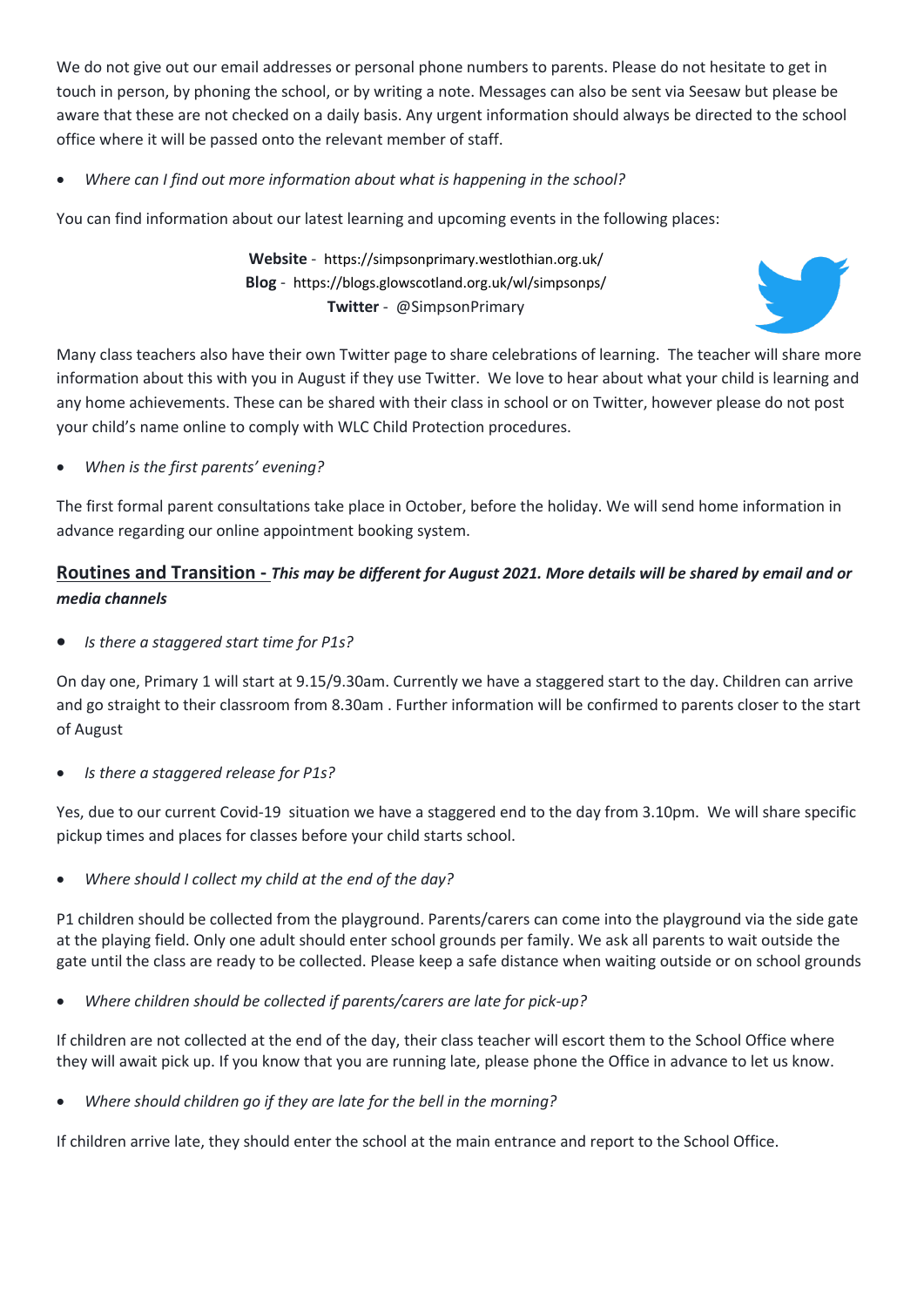We do not give out our email addresses or personal phone numbers to parents. Please do not hesitate to get in touch in person, by phoning the school, or by writing a note. Messages can also be sent via Seesaw but please be aware that these are not checked on a daily basis. Any urgent information should always be directed to the school office where it will be passed onto the relevant member of staff.

- *Where can I find out more information about what is happening in the school?*

You can find information about our latest learning and upcoming events in the following places:

**Website** - https://simpsonprimary.westlothian.org.uk/
**Blog** - https://blogs.glowscotland.org.uk/wl/simpsonps/
**Twitter** - @SimpsonPrimary

Many class teachers also have their own Twitter page to share celebrations of learning. The teacher will share more information about this with you in August if they use Twitter. We love to hear about what your child is learning and any home achievements. These can be shared with their class in school or on Twitter, however please do not post your child's name online to comply with WLC Child Protection procedures.

- *When is the first parents' evening?*

The first formal parent consultations take place in October, before the holiday. We will send home information in advance regarding our online appointment booking system.

## Routines and Transition - *This may be different for August 2021. More details will be shared by email and or media channels*

- *Is there a staggered start time for P1s?*

On day one, Primary 1 will start at 9.15/9.30am. Currently we have a staggered start to the day. Children can arrive and go straight to their classroom from 8.30am . Further information will be confirmed to parents closer to the start of August

- *Is there a staggered release for P1s?*

Yes, due to our current Covid-19 situation we have a staggered end to the day from 3.10pm. We will share specific pickup times and places for classes before your child starts school.

- *Where should I collect my child at the end of the day?*

P1 children should be collected from the playground. Parents/carers can come into the playground via the side gate at the playing field. Only one adult should enter school grounds per family. We ask all parents to wait outside the gate until the class are ready to be collected. Please keep a safe distance when waiting outside or on school grounds

- *Where children should be collected if parents/carers are late for pick-up?*

If children are not collected at the end of the day, their class teacher will escort them to the School Office where they will await pick up. If you know that you are running late, please phone the Office in advance to let us know.

- *Where should children go if they are late for the bell in the morning?*

If children arrive late, they should enter the school at the main entrance and report to the School Office.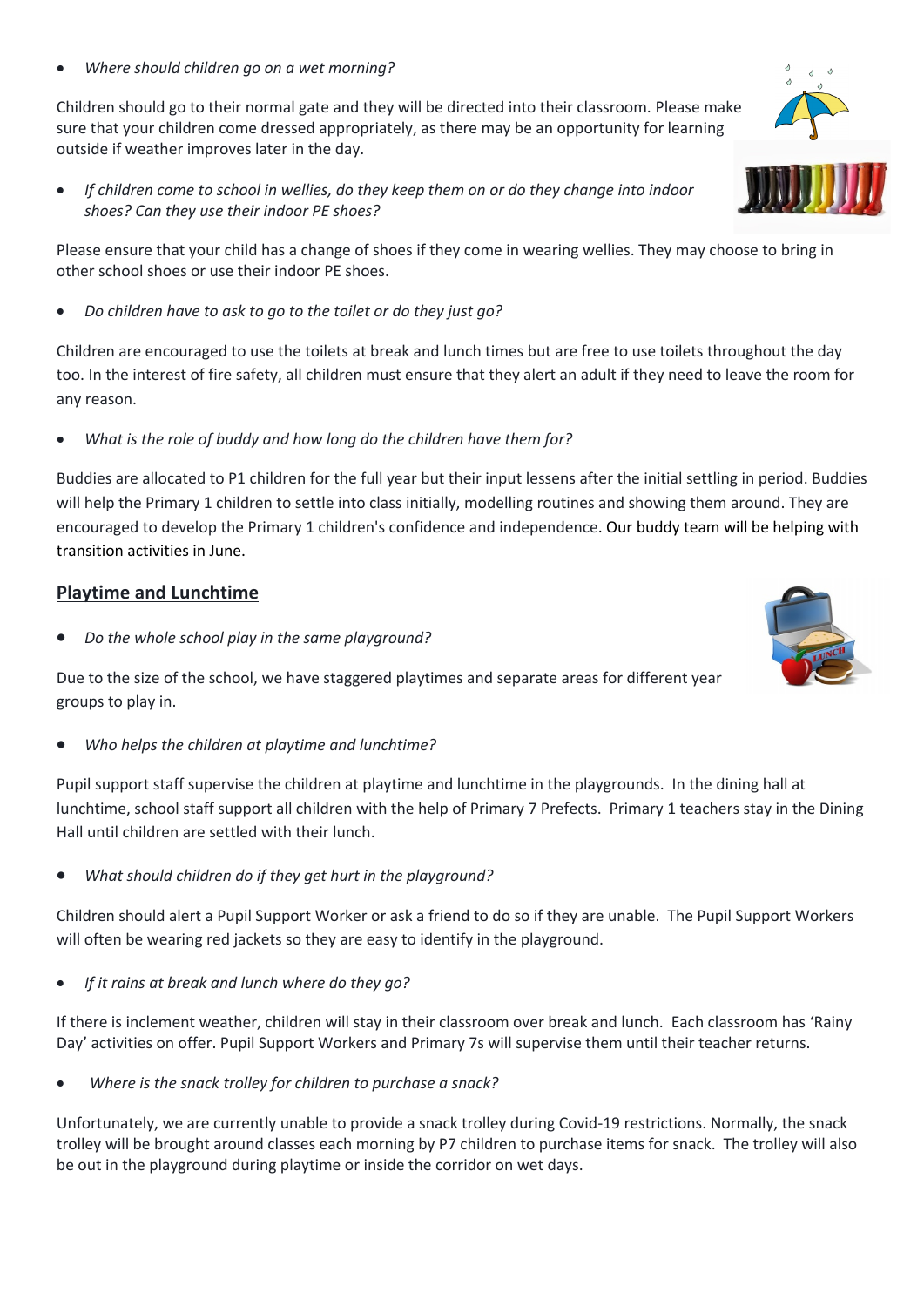- *Where should children go on a wet morning?*

Children should go to their normal gate and they will be directed into their classroom. Please make sure that your children come dressed appropriately, as there may be an opportunity for learning outside if weather improves later in the day.

- *If children come to school in wellies, do they keep them on or do they change into indoor shoes? Can they use their indoor PE shoes?*

Please ensure that your child has a change of shoes if they come in wearing wellies. They may choose to bring in other school shoes or use their indoor PE shoes.

- *Do children have to ask to go to the toilet or do they just go?*

Children are encouraged to use the toilets at break and lunch times but are free to use toilets throughout the day too. In the interest of fire safety, all children must ensure that they alert an adult if they need to leave the room for any reason.

- *What is the role of buddy and how long do the children have them for?*

Buddies are allocated to P1 children for the full year but their input lessens after the initial settling in period. Buddies will help the Primary 1 children to settle into class initially, modelling routines and showing them around. They are encouraged to develop the Primary 1 children's confidence and independence. Our buddy team will be helping with transition activities in June.

## Playtime and Lunchtime

- *Do the whole school play in the same playground?*

Due to the size of the school, we have staggered playtimes and separate areas for different year groups to play in.

- *Who helps the children at playtime and lunchtime?*

Pupil support staff supervise the children at playtime and lunchtime in the playgrounds. In the dining hall at lunchtime, school staff support all children with the help of Primary 7 Prefects. Primary 1 teachers stay in the Dining Hall until children are settled with their lunch.

- *What should children do if they get hurt in the playground?*

Children should alert a Pupil Support Worker or ask a friend to do so if they are unable. The Pupil Support Workers will often be wearing red jackets so they are easy to identify in the playground.

- *If it rains at break and lunch where do they go?*

If there is inclement weather, children will stay in their classroom over break and lunch. Each classroom has 'Rainy Day' activities on offer. Pupil Support Workers and Primary 7s will supervise them until their teacher returns.

- *Where is the snack trolley for children to purchase a snack?*

Unfortunately, we are currently unable to provide a snack trolley during Covid-19 restrictions. Normally, the snack trolley will be brought around classes each morning by P7 children to purchase items for snack. The trolley will also be out in the playground during playtime or inside the corridor on wet days.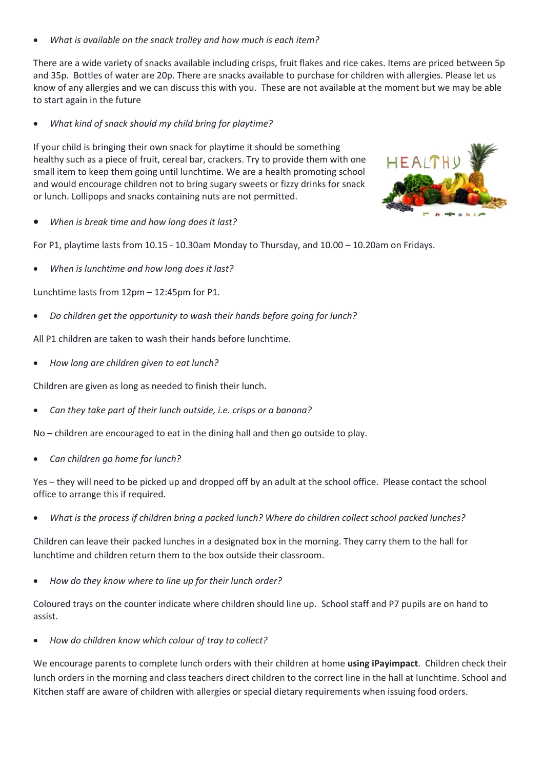- *What is available on the snack trolley and how much is each item?*

There are a wide variety of snacks available including crisps, fruit flakes and rice cakes. Items are priced between 5p and 35p. Bottles of water are 20p. There are snacks available to purchase for children with allergies. Please let us know of any allergies and we can discuss this with you. These are not available at the moment but we may be able to start again in the future

- *What kind of snack should my child bring for playtime?*

If your child is bringing their own snack for playtime it should be something healthy such as a piece of fruit, cereal bar, crackers. Try to provide them with one small item to keep them going until lunchtime. We are a health promoting school and would encourage children not to bring sugary sweets or fizzy drinks for snack or lunch. Lollipops and snacks containing nuts are not permitted.

- *When is break time and how long does it last?*

For P1, playtime lasts from 10.15 - 10.30am Monday to Thursday, and 10.00 – 10.20am on Fridays.

- *When is lunchtime and how long does it last?*

Lunchtime lasts from 12pm – 12:45pm for P1.

- *Do children get the opportunity to wash their hands before going for lunch?*

All P1 children are taken to wash their hands before lunchtime.

- *How long are children given to eat lunch?*

Children are given as long as needed to finish their lunch.

- *Can they take part of their lunch outside, i.e. crisps or a banana?*

No – children are encouraged to eat in the dining hall and then go outside to play.

- *Can children go home for lunch?*

Yes – they will need to be picked up and dropped off by an adult at the school office. Please contact the school office to arrange this if required.

- *What is the process if children bring a packed lunch? Where do children collect school packed lunches?*

Children can leave their packed lunches in a designated box in the morning. They carry them to the hall for lunchtime and children return them to the box outside their classroom.

- *How do they know where to line up for their lunch order?*

Coloured trays on the counter indicate where children should line up. School staff and P7 pupils are on hand to assist.

- *How do children know which colour of tray to collect?*

We encourage parents to complete lunch orders with their children at home **using iPayimpact**. Children check their lunch orders in the morning and class teachers direct children to the correct line in the hall at lunchtime. School and Kitchen staff are aware of children with allergies or special dietary requirements when issuing food orders.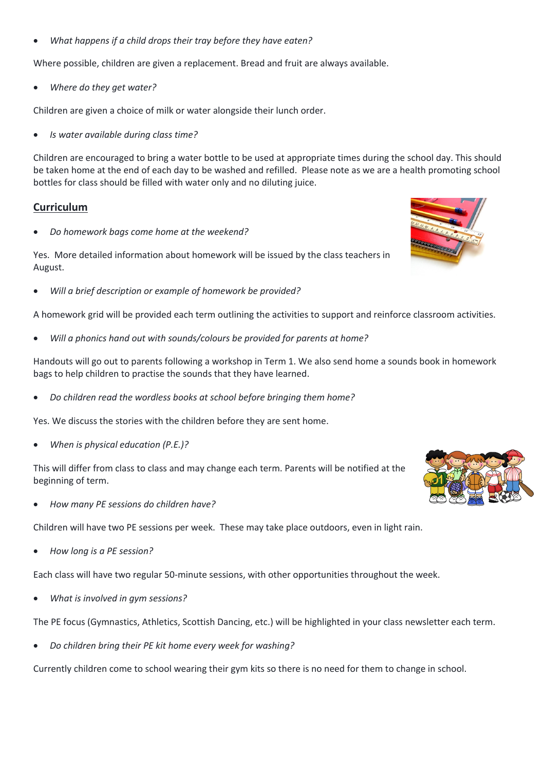- *What happens if a child drops their tray before they have eaten?*

Where possible, children are given a replacement. Bread and fruit are always available.

- *Where do they get water?*

Children are given a choice of milk or water alongside their lunch order.

- *Is water available during class time?*

Children are encouraged to bring a water bottle to be used at appropriate times during the school day. This should be taken home at the end of each day to be washed and refilled. Please note as we are a health promoting school bottles for class should be filled with water only and no diluting juice.

## Curriculum

- *Do homework bags come home at the weekend?*

Yes. More detailed information about homework will be issued by the class teachers in August.

- *Will a brief description or example of homework be provided?*

A homework grid will be provided each term outlining the activities to support and reinforce classroom activities.

- *Will a phonics hand out with sounds/colours be provided for parents at home?*

Handouts will go out to parents following a workshop in Term 1. We also send home a sounds book in homework bags to help children to practise the sounds that they have learned.

- *Do children read the wordless books at school before bringing them home?*

Yes. We discuss the stories with the children before they are sent home.

- *When is physical education (P.E.)?*

This will differ from class to class and may change each term. Parents will be notified at the beginning of term.

- *How many PE sessions do children have?*

Children will have two PE sessions per week. These may take place outdoors, even in light rain.

- *How long is a PE session?*

Each class will have two regular 50-minute sessions, with other opportunities throughout the week.

- *What is involved in gym sessions?*

The PE focus (Gymnastics, Athletics, Scottish Dancing, etc.) will be highlighted in your class newsletter each term.

- *Do children bring their PE kit home every week for washing?*

Currently children come to school wearing their gym kits so there is no need for them to change in school.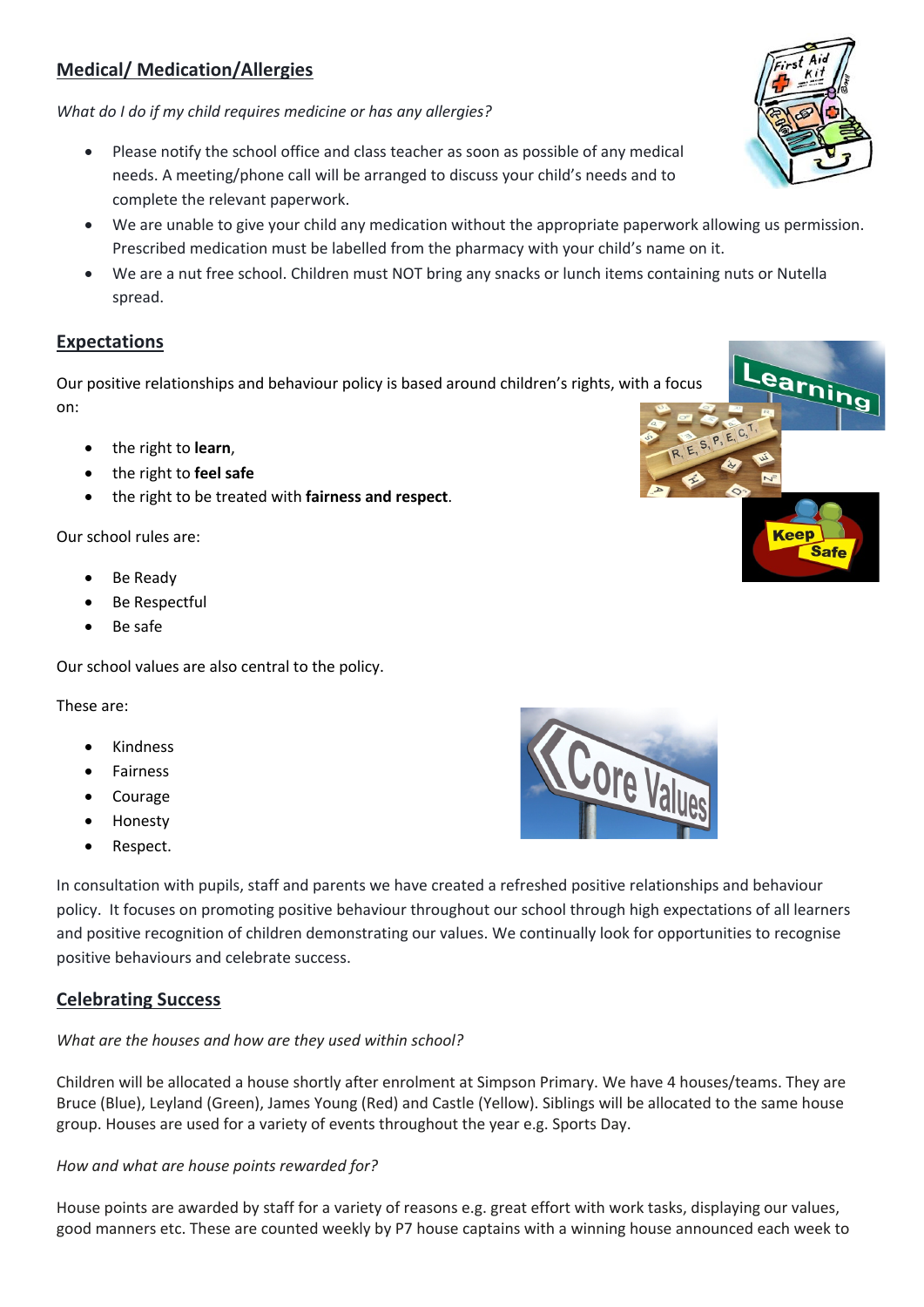## Medical/ Medication/Allergies

*What do I do if my child requires medicine or has any allergies?*

- Please notify the school office and class teacher as soon as possible of any medical needs. A meeting/phone call will be arranged to discuss your child's needs and to complete the relevant paperwork.
- We are unable to give your child any medication without the appropriate paperwork allowing us permission. Prescribed medication must be labelled from the pharmacy with your child's name on it.
- We are a nut free school. Children must NOT bring any snacks or lunch items containing nuts or Nutella spread.

## Expectations

Our positive relationships and behaviour policy is based around children's rights, with a focus on:

- the right to **learn**,
- the right to **feel safe**
- the right to be treated with **fairness and respect**.

Our school rules are:

- Be Ready
- Be Respectful
- Be safe

Our school values are also central to the policy.

These are:

- Kindness
- Fairness
- Courage
- Honesty
- Respect.

In consultation with pupils, staff and parents we have created a refreshed positive relationships and behaviour policy. It focuses on promoting positive behaviour throughout our school through high expectations of all learners and positive recognition of children demonstrating our values. We continually look for opportunities to recognise positive behaviours and celebrate success.

## Celebrating Success

*What are the houses and how are they used within school?*

Children will be allocated a house shortly after enrolment at Simpson Primary. We have 4 houses/teams. They are Bruce (Blue), Leyland (Green), James Young (Red) and Castle (Yellow). Siblings will be allocated to the same house group. Houses are used for a variety of events throughout the year e.g. Sports Day.

*How and what are house points rewarded for?*

House points are awarded by staff for a variety of reasons e.g. great effort with work tasks, displaying our values, good manners etc. These are counted weekly by P7 house captains with a winning house announced each week to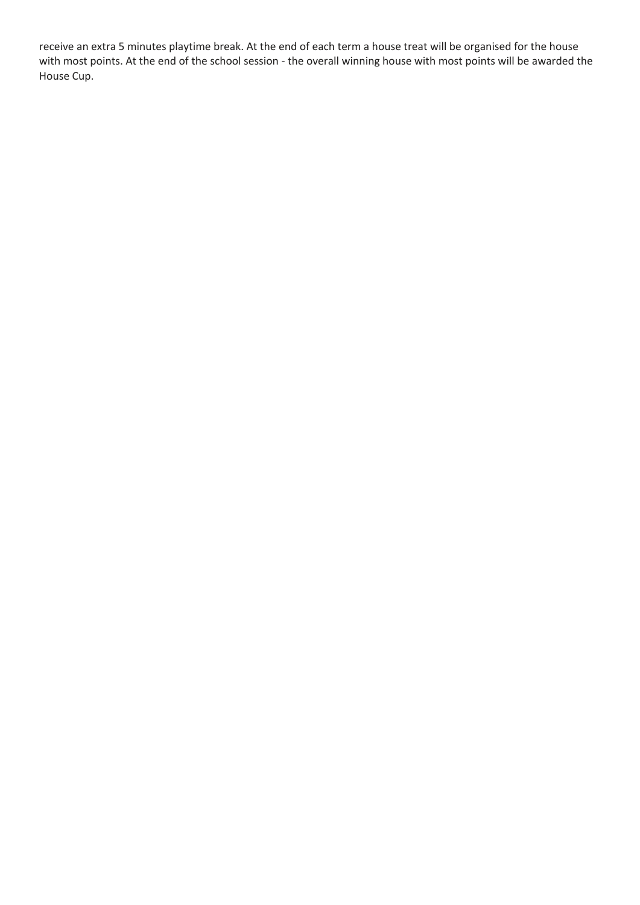receive an extra 5 minutes playtime break. At the end of each term a house treat will be organised for the house with most points. At the end of the school session - the overall winning house with most points will be awarded the House Cup.